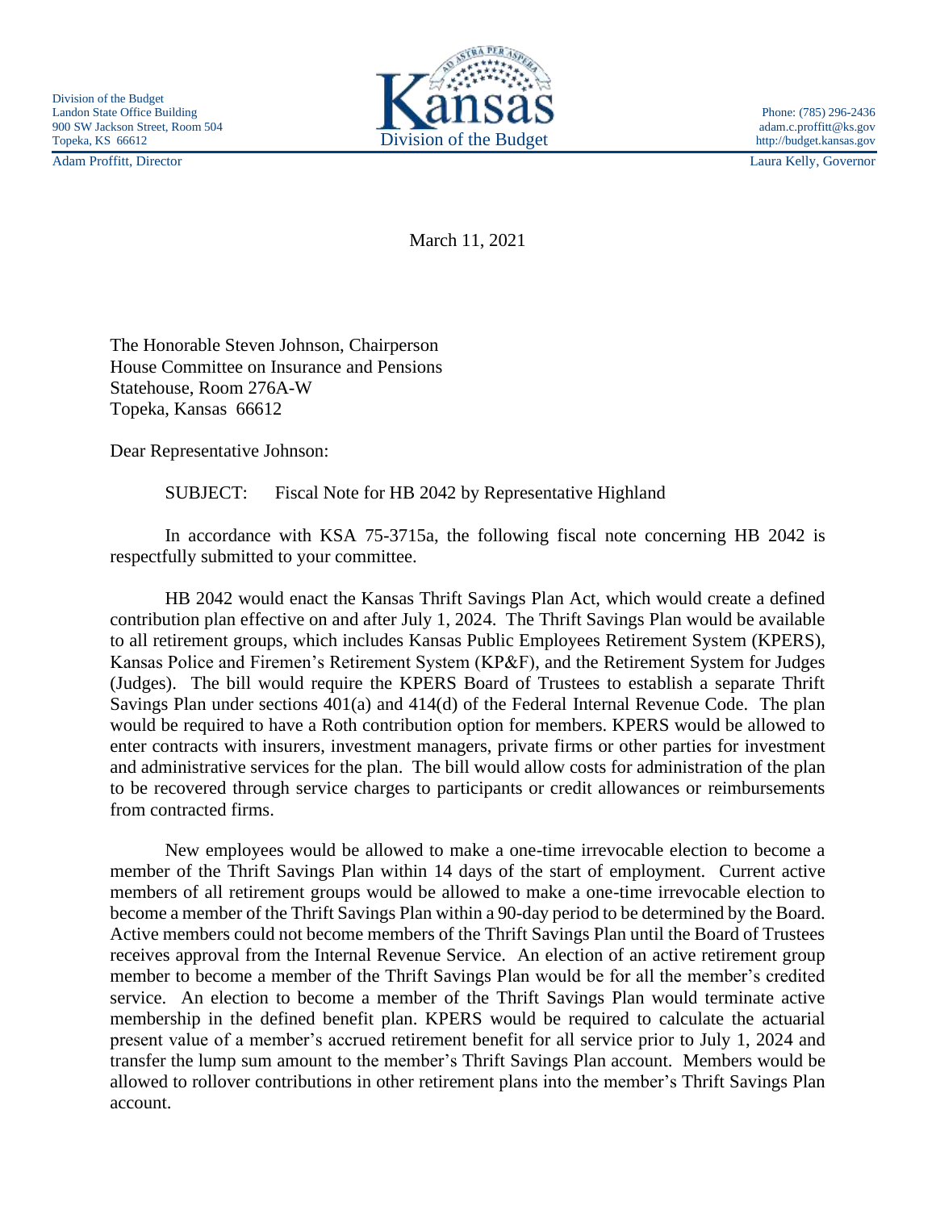Division of the Budget
Landon State Office Building
900 SW Jackson Street, Room 504
Topeka, KS 66612

Kansas
Division of the Budget

Phone: (785) 296-2436
adam.c.proffitt@ks.gov
http://budget.kansas.gov

Adam Proffitt, Director

Laura Kelly, Governor

March 11, 2021

The Honorable Steven Johnson, Chairperson
House Committee on Insurance and Pensions
Statehouse, Room 276A-W
Topeka, Kansas 66612

Dear Representative Johnson:

SUBJECT: Fiscal Note for HB 2042 by Representative Highland

In accordance with KSA 75-3715a, the following fiscal note concerning HB 2042 is respectfully submitted to your committee.

HB 2042 would enact the Kansas Thrift Savings Plan Act, which would create a defined contribution plan effective on and after July 1, 2024. The Thrift Savings Plan would be available to all retirement groups, which includes Kansas Public Employees Retirement System (KPERS), Kansas Police and Firemen's Retirement System (KP&F), and the Retirement System for Judges (Judges). The bill would require the KPERS Board of Trustees to establish a separate Thrift Savings Plan under sections 401(a) and 414(d) of the Federal Internal Revenue Code. The plan would be required to have a Roth contribution option for members. KPERS would be allowed to enter contracts with insurers, investment managers, private firms or other parties for investment and administrative services for the plan. The bill would allow costs for administration of the plan to be recovered through service charges to participants or credit allowances or reimbursements from contracted firms.

New employees would be allowed to make a one-time irrevocable election to become a member of the Thrift Savings Plan within 14 days of the start of employment. Current active members of all retirement groups would be allowed to make a one-time irrevocable election to become a member of the Thrift Savings Plan within a 90-day period to be determined by the Board. Active members could not become members of the Thrift Savings Plan until the Board of Trustees receives approval from the Internal Revenue Service. An election of an active retirement group member to become a member of the Thrift Savings Plan would be for all the member's credited service. An election to become a member of the Thrift Savings Plan would terminate active membership in the defined benefit plan. KPERS would be required to calculate the actuarial present value of a member's accrued retirement benefit for all service prior to July 1, 2024 and transfer the lump sum amount to the member's Thrift Savings Plan account. Members would be allowed to rollover contributions in other retirement plans into the member's Thrift Savings Plan account.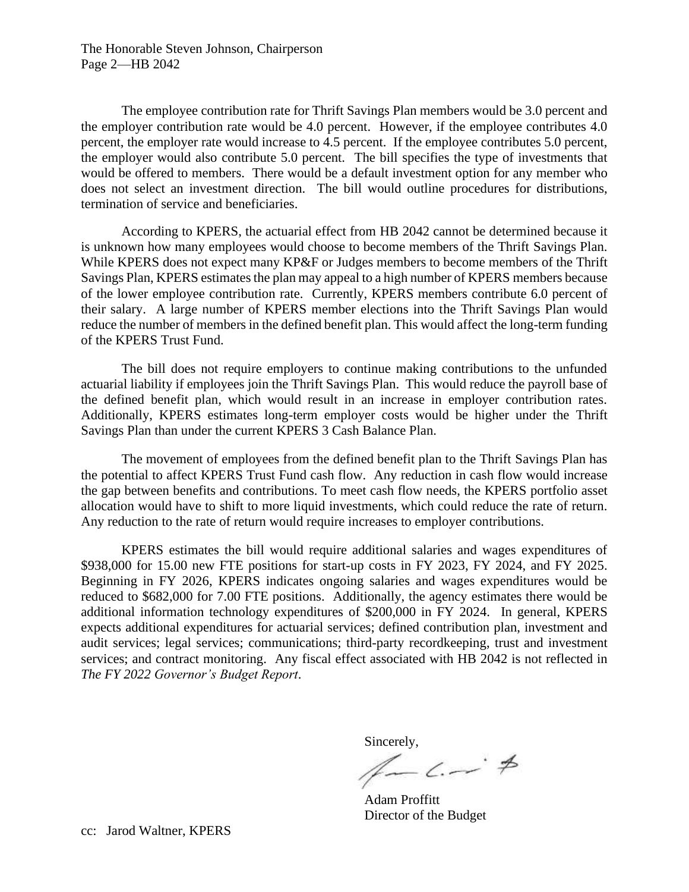The employee contribution rate for Thrift Savings Plan members would be 3.0 percent and the employer contribution rate would be 4.0 percent. However, if the employee contributes 4.0 percent, the employer rate would increase to 4.5 percent. If the employee contributes 5.0 percent, the employer would also contribute 5.0 percent. The bill specifies the type of investments that would be offered to members. There would be a default investment option for any member who does not select an investment direction. The bill would outline procedures for distributions, termination of service and beneficiaries.

According to KPERS, the actuarial effect from HB 2042 cannot be determined because it is unknown how many employees would choose to become members of the Thrift Savings Plan. While KPERS does not expect many KP&F or Judges members to become members of the Thrift Savings Plan, KPERS estimates the plan may appeal to a high number of KPERS members because of the lower employee contribution rate. Currently, KPERS members contribute 6.0 percent of their salary. A large number of KPERS member elections into the Thrift Savings Plan would reduce the number of members in the defined benefit plan. This would affect the long-term funding of the KPERS Trust Fund.

The bill does not require employers to continue making contributions to the unfunded actuarial liability if employees join the Thrift Savings Plan. This would reduce the payroll base of the defined benefit plan, which would result in an increase in employer contribution rates. Additionally, KPERS estimates long-term employer costs would be higher under the Thrift Savings Plan than under the current KPERS 3 Cash Balance Plan.

The movement of employees from the defined benefit plan to the Thrift Savings Plan has the potential to affect KPERS Trust Fund cash flow. Any reduction in cash flow would increase the gap between benefits and contributions. To meet cash flow needs, the KPERS portfolio asset allocation would have to shift to more liquid investments, which could reduce the rate of return. Any reduction to the rate of return would require increases to employer contributions.

KPERS estimates the bill would require additional salaries and wages expenditures of $938,000 for 15.00 new FTE positions for start-up costs in FY 2023, FY 2024, and FY 2025. Beginning in FY 2026, KPERS indicates ongoing salaries and wages expenditures would be reduced to $682,000 for 7.00 FTE positions. Additionally, the agency estimates there would be additional information technology expenditures of $200,000 in FY 2024. In general, KPERS expects additional expenditures for actuarial services; defined contribution plan, investment and audit services; legal services; communications; third-party recordkeeping, trust and investment services; and contract monitoring. Any fiscal effect associated with HB 2042 is not reflected in *The FY 2022 Governor's Budget Report*.

Sincerely,

Adam Proffitt
Director of the Budget

cc: Jarod Waltner, KPERS